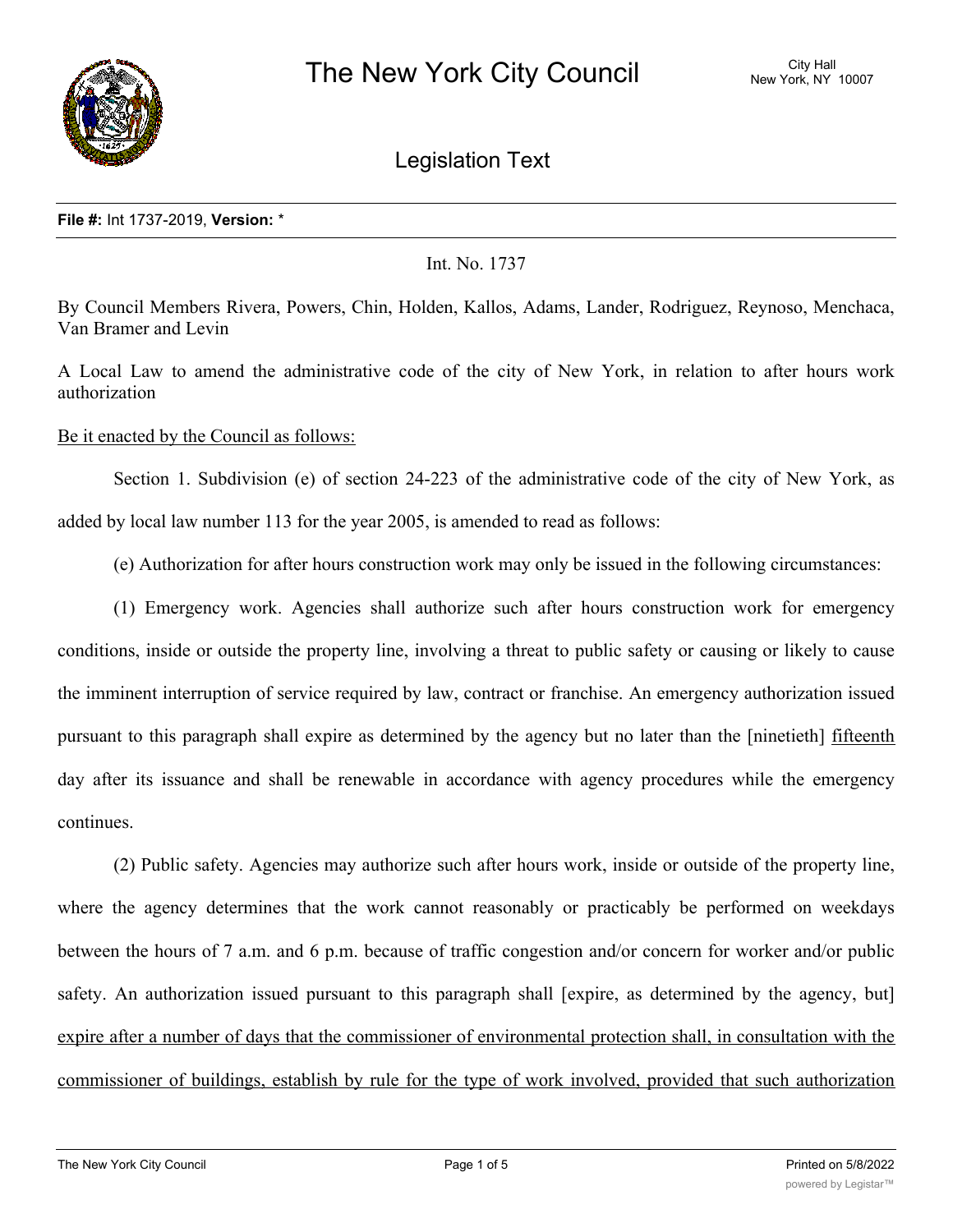# The New York City Council

City Hall
New York, NY 10007

## Legislation Text

**File #:** Int 1737-2019, **Version:** *

Int. No. 1737

By Council Members Rivera, Powers, Chin, Holden, Kallos, Adams, Lander, Rodriguez, Reynoso, Menchaca, Van Bramer and Levin

A Local Law to amend the administrative code of the city of New York, in relation to after hours work authorization

Be it enacted by the Council as follows:

Section 1. Subdivision (e) of section 24-223 of the administrative code of the city of New York, as added by local law number 113 for the year 2005, is amended to read as follows:

(e) Authorization for after hours construction work may only be issued in the following circumstances:

(1) Emergency work. Agencies shall authorize such after hours construction work for emergency conditions, inside or outside the property line, involving a threat to public safety or causing or likely to cause the imminent interruption of service required by law, contract or franchise. An emergency authorization issued pursuant to this paragraph shall expire as determined by the agency but no later than the [ninetieth] fifteenth day after its issuance and shall be renewable in accordance with agency procedures while the emergency continues.

(2) Public safety. Agencies may authorize such after hours work, inside or outside of the property line, where the agency determines that the work cannot reasonably or practicably be performed on weekdays between the hours of 7 a.m. and 6 p.m. because of traffic congestion and/or concern for worker and/or public safety. An authorization issued pursuant to this paragraph shall [expire, as determined by the agency, but] expire after a number of days that the commissioner of environmental protection shall, in consultation with the commissioner of buildings, establish by rule for the type of work involved, provided that such authorization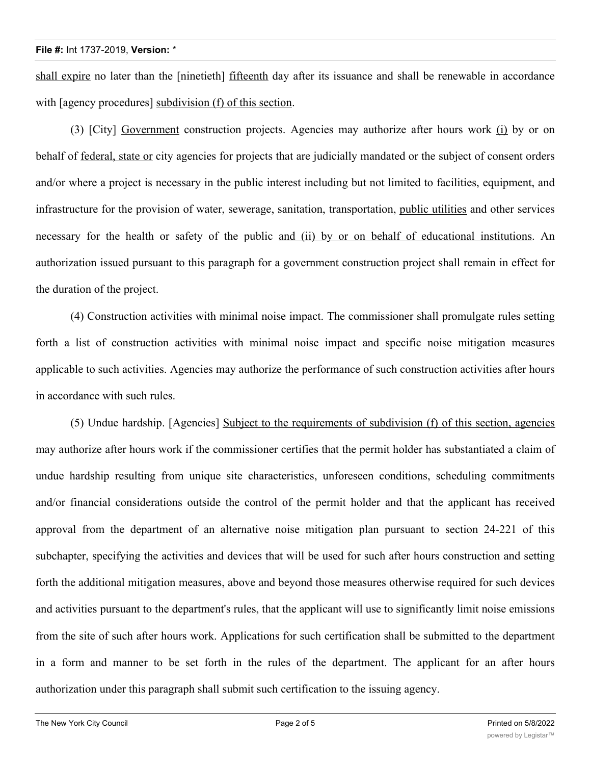shall expire no later than the [ninetieth] fifteenth day after its issuance and shall be renewable in accordance with [agency procedures] subdivision (f) of this section.

(3) [City] Government construction projects. Agencies may authorize after hours work (i) by or on behalf of federal, state or city agencies for projects that are judicially mandated or the subject of consent orders and/or where a project is necessary in the public interest including but not limited to facilities, equipment, and infrastructure for the provision of water, sewerage, sanitation, transportation, public utilities and other services necessary for the health or safety of the public and (ii) by or on behalf of educational institutions. An authorization issued pursuant to this paragraph for a government construction project shall remain in effect for the duration of the project.

(4) Construction activities with minimal noise impact. The commissioner shall promulgate rules setting forth a list of construction activities with minimal noise impact and specific noise mitigation measures applicable to such activities. Agencies may authorize the performance of such construction activities after hours in accordance with such rules.

(5) Undue hardship. [Agencies] Subject to the requirements of subdivision (f) of this section, agencies may authorize after hours work if the commissioner certifies that the permit holder has substantiated a claim of undue hardship resulting from unique site characteristics, unforeseen conditions, scheduling commitments and/or financial considerations outside the control of the permit holder and that the applicant has received approval from the department of an alternative noise mitigation plan pursuant to section 24-221 of this subchapter, specifying the activities and devices that will be used for such after hours construction and setting forth the additional mitigation measures, above and beyond those measures otherwise required for such devices and activities pursuant to the department's rules, that the applicant will use to significantly limit noise emissions from the site of such after hours work. Applications for such certification shall be submitted to the department in a form and manner to be set forth in the rules of the department. The applicant for an after hours authorization under this paragraph shall submit such certification to the issuing agency.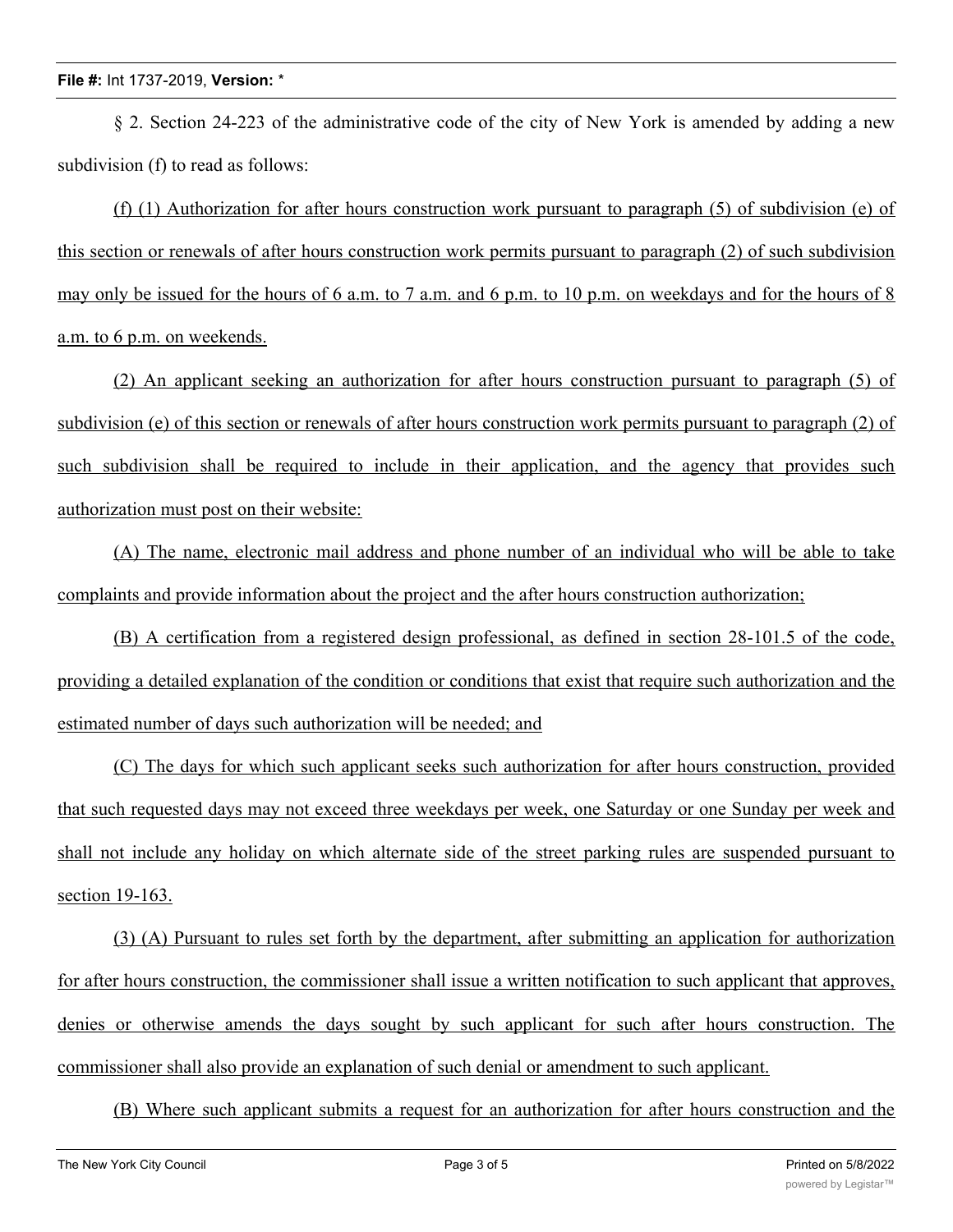§ 2. Section 24-223 of the administrative code of the city of New York is amended by adding a new subdivision (f) to read as follows:

(f) (1) Authorization for after hours construction work pursuant to paragraph (5) of subdivision (e) of this section or renewals of after hours construction work permits pursuant to paragraph (2) of such subdivision may only be issued for the hours of 6 a.m. to 7 a.m. and 6 p.m. to 10 p.m. on weekdays and for the hours of 8 a.m. to 6 p.m. on weekends.

(2) An applicant seeking an authorization for after hours construction pursuant to paragraph (5) of subdivision (e) of this section or renewals of after hours construction work permits pursuant to paragraph (2) of such subdivision shall be required to include in their application, and the agency that provides such authorization must post on their website:

(A) The name, electronic mail address and phone number of an individual who will be able to take complaints and provide information about the project and the after hours construction authorization;

(B) A certification from a registered design professional, as defined in section 28-101.5 of the code, providing a detailed explanation of the condition or conditions that exist that require such authorization and the estimated number of days such authorization will be needed; and

(C) The days for which such applicant seeks such authorization for after hours construction, provided that such requested days may not exceed three weekdays per week, one Saturday or one Sunday per week and shall not include any holiday on which alternate side of the street parking rules are suspended pursuant to section 19-163.

(3) (A) Pursuant to rules set forth by the department, after submitting an application for authorization for after hours construction, the commissioner shall issue a written notification to such applicant that approves, denies or otherwise amends the days sought by such applicant for such after hours construction. The commissioner shall also provide an explanation of such denial or amendment to such applicant.

(B) Where such applicant submits a request for an authorization for after hours construction and the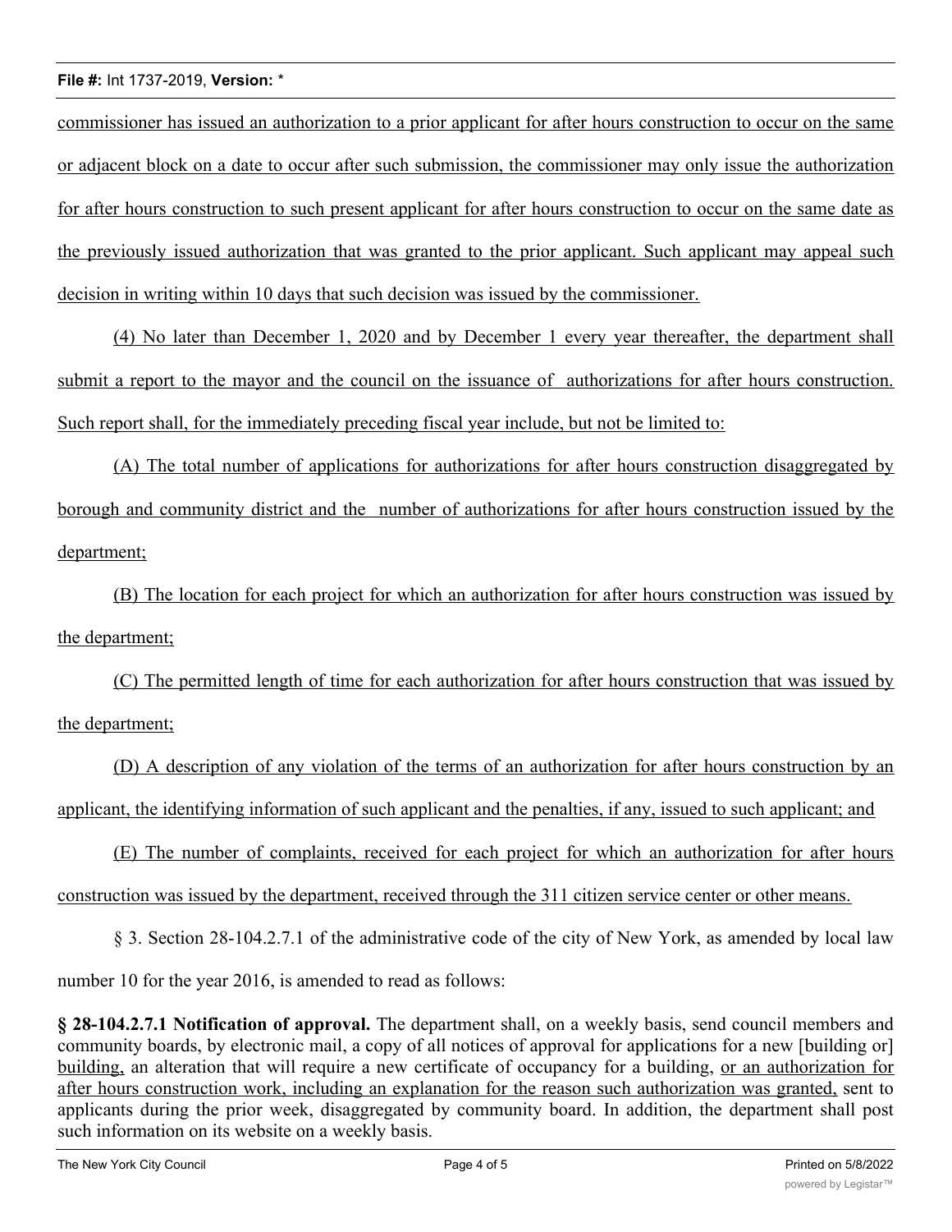commissioner has issued an authorization to a prior applicant for after hours construction to occur on the same or adjacent block on a date to occur after such submission, the commissioner may only issue the authorization for after hours construction to such present applicant for after hours construction to occur on the same date as the previously issued authorization that was granted to the prior applicant. Such applicant may appeal such decision in writing within 10 days that such decision was issued by the commissioner.

(4) No later than December 1, 2020 and by December 1 every year thereafter, the department shall submit a report to the mayor and the council on the issuance of authorizations for after hours construction. Such report shall, for the immediately preceding fiscal year include, but not be limited to:

(A) The total number of applications for authorizations for after hours construction disaggregated by borough and community district and the number of authorizations for after hours construction issued by the department;

(B) The location for each project for which an authorization for after hours construction was issued by the department;

(C) The permitted length of time for each authorization for after hours construction that was issued by the department;

(D) A description of any violation of the terms of an authorization for after hours construction by an applicant, the identifying information of such applicant and the penalties, if any, issued to such applicant; and

(E) The number of complaints, received for each project for which an authorization for after hours construction was issued by the department, received through the 311 citizen service center or other means.

§ 3. Section 28-104.2.7.1 of the administrative code of the city of New York, as amended by local law number 10 for the year 2016, is amended to read as follows:

**§ 28-104.2.7.1 Notification of approval.** The department shall, on a weekly basis, send council members and community boards, by electronic mail, a copy of all notices of approval for applications for a new [building or] building, an alteration that will require a new certificate of occupancy for a building, or an authorization for after hours construction work, including an explanation for the reason such authorization was granted, sent to applicants during the prior week, disaggregated by community board. In addition, the department shall post such information on its website on a weekly basis.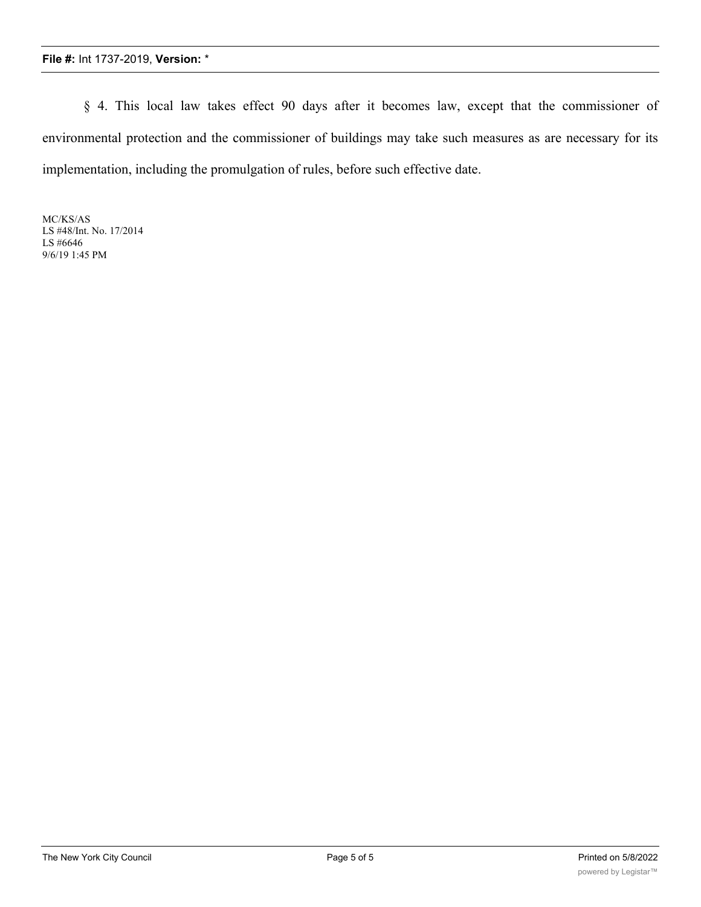§ 4. This local law takes effect 90 days after it becomes law, except that the commissioner of environmental protection and the commissioner of buildings may take such measures as are necessary for its implementation, including the promulgation of rules, before such effective date.

MC/KS/AS
LS #48/Int. No. 17/2014
LS #6646
9/6/19 1:45 PM